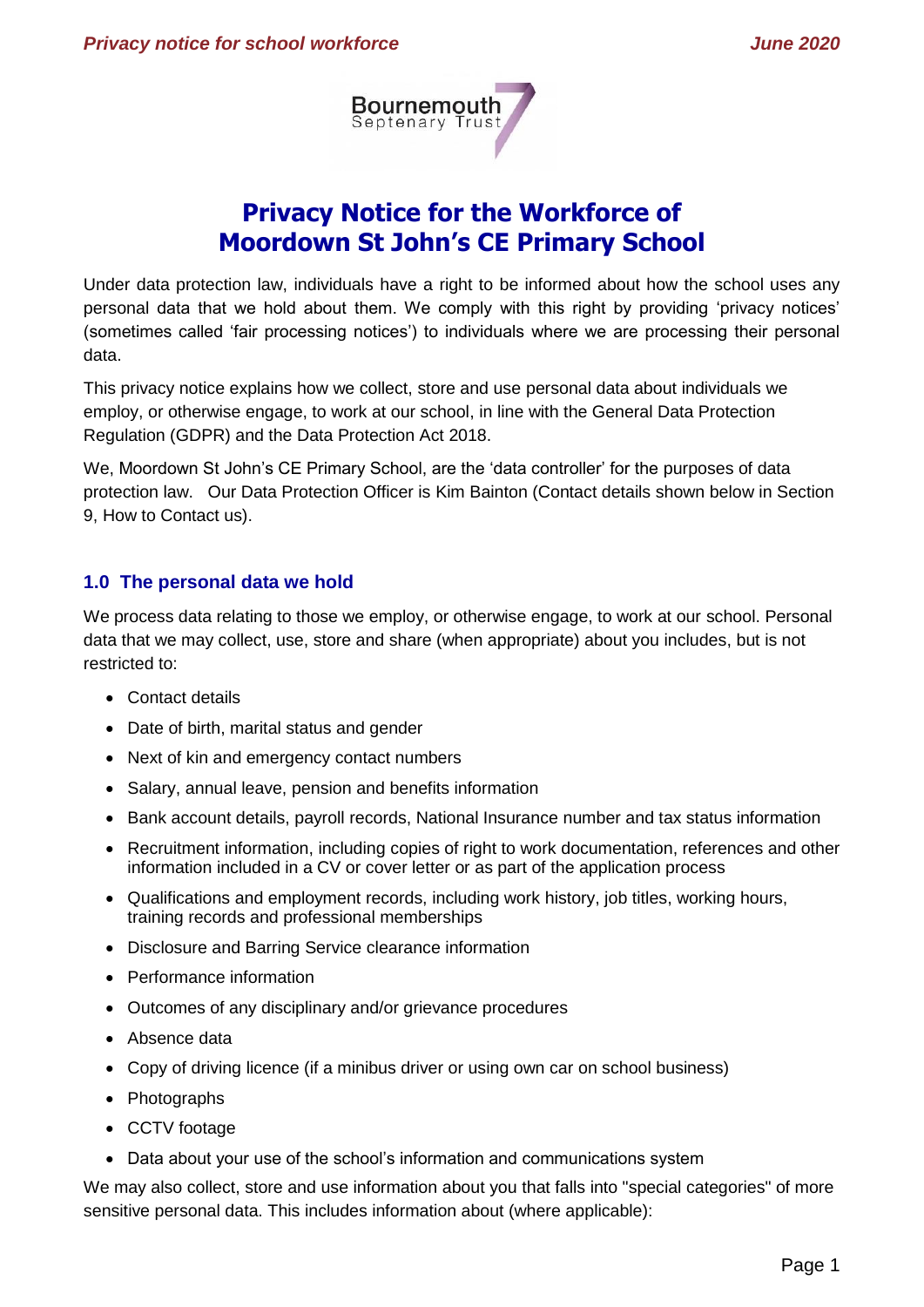# Privacy Notice for the Workforce of Moordown St John's CE Primary School

Under data protection law, individuals have a right to be informed about how the school uses any personal data that we hold about them. We comply with this right by providing 'privacy notices' (sometimes called 'fair processing notices') to individuals where we are processing their personal data.

This privacy notice explains how we collect, store and use personal data about individuals we employ, or otherwise engage, to work at our school, in line with the General Data Protection Regulation (GDPR) and the Data Protection Act 2018.

We, Moordown St John's CE Primary School, are the 'data controller' for the purposes of data protection law. Our Data Protection Officer is Kim Bainton (Contact details shown below in Section 9, How to Contact us).

## 1.0 The personal data we hold

We process data relating to those we employ, or otherwise engage, to work at our school. Personal data that we may collect, use, store and share (when appropriate) about you includes, but is not restricted to:

- Contact details
- Date of birth, marital status and gender
- Next of kin and emergency contact numbers
- Salary, annual leave, pension and benefits information
- Bank account details, payroll records, National Insurance number and tax status information
- Recruitment information, including copies of right to work documentation, references and other information included in a CV or cover letter or as part of the application process
- Qualifications and employment records, including work history, job titles, working hours, training records and professional memberships
- Disclosure and Barring Service clearance information
- Performance information
- Outcomes of any disciplinary and/or grievance procedures
- Absence data
- Copy of driving licence (if a minibus driver or using own car on school business)
- Photographs
- CCTV footage
- Data about your use of the school's information and communications system

We may also collect, store and use information about you that falls into "special categories" of more sensitive personal data. This includes information about (where applicable):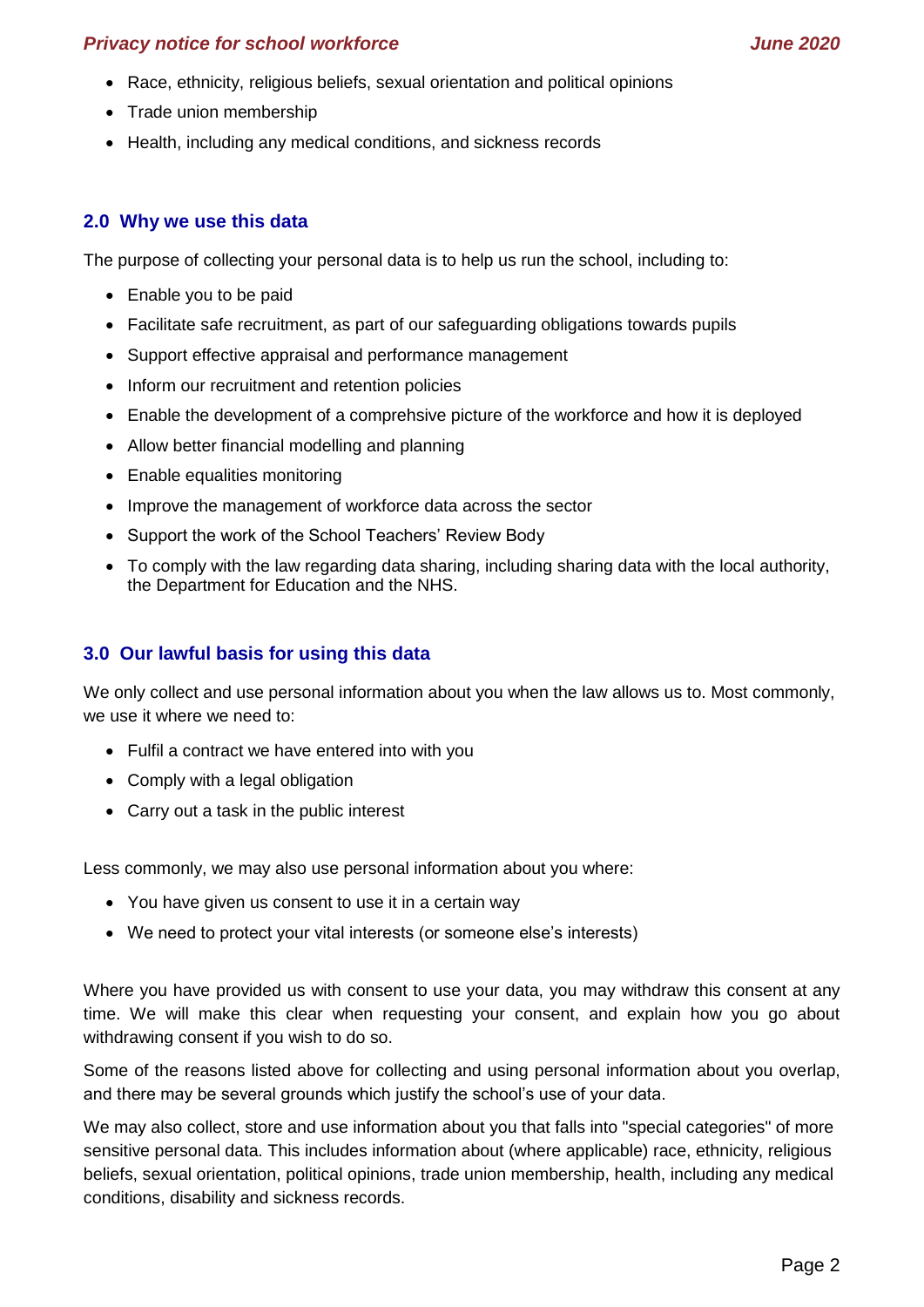- Race, ethnicity, religious beliefs, sexual orientation and political opinions
- Trade union membership
- Health, including any medical conditions, and sickness records

## 2.0 Why we use this data

The purpose of collecting your personal data is to help us run the school, including to:

- Enable you to be paid
- Facilitate safe recruitment, as part of our safeguarding obligations towards pupils
- Support effective appraisal and performance management
- Inform our recruitment and retention policies
- Enable the development of a comprehsive picture of the workforce and how it is deployed
- Allow better financial modelling and planning
- Enable equalities monitoring
- Improve the management of workforce data across the sector
- Support the work of the School Teachers' Review Body
- To comply with the law regarding data sharing, including sharing data with the local authority, the Department for Education and the NHS.

## 3.0 Our lawful basis for using this data

We only collect and use personal information about you when the law allows us to. Most commonly, we use it where we need to:

- Fulfil a contract we have entered into with you
- Comply with a legal obligation
- Carry out a task in the public interest

Less commonly, we may also use personal information about you where:

- You have given us consent to use it in a certain way
- We need to protect your vital interests (or someone else's interests)

Where you have provided us with consent to use your data, you may withdraw this consent at any time. We will make this clear when requesting your consent, and explain how you go about withdrawing consent if you wish to do so.

Some of the reasons listed above for collecting and using personal information about you overlap, and there may be several grounds which justify the school's use of your data.

We may also collect, store and use information about you that falls into "special categories" of more sensitive personal data. This includes information about (where applicable) race, ethnicity, religious beliefs, sexual orientation, political opinions, trade union membership, health, including any medical conditions, disability and sickness records.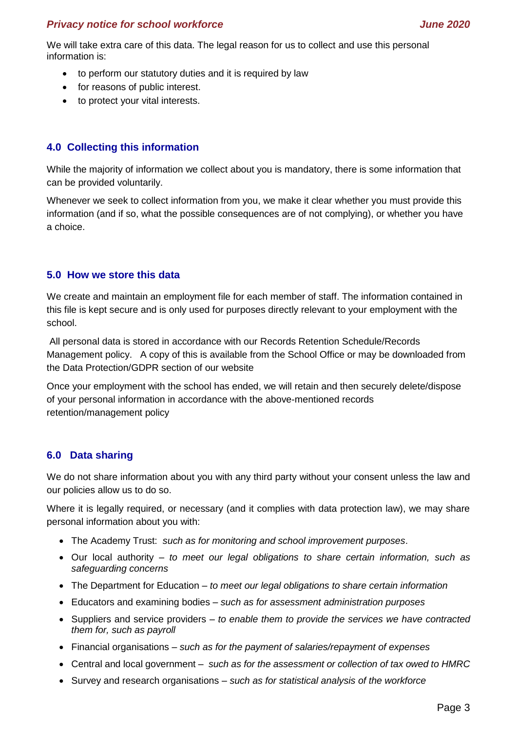We will take extra care of this data. The legal reason for us to collect and use this personal information is:

- to perform our statutory duties and it is required by law
- for reasons of public interest.
- to protect your vital interests.

## 4.0 Collecting this information

While the majority of information we collect about you is mandatory, there is some information that can be provided voluntarily.

Whenever we seek to collect information from you, we make it clear whether you must provide this information (and if so, what the possible consequences are of not complying), or whether you have a choice.

## 5.0 How we store this data

We create and maintain an employment file for each member of staff. The information contained in this file is kept secure and is only used for purposes directly relevant to your employment with the school.

All personal data is stored in accordance with our Records Retention Schedule/Records Management policy. A copy of this is available from the School Office or may be downloaded from the Data Protection/GDPR section of our website

Once your employment with the school has ended, we will retain and then securely delete/dispose of your personal information in accordance with the above-mentioned records retention/management policy

## 6.0 Data sharing

We do not share information about you with any third party without your consent unless the law and our policies allow us to do so.

Where it is legally required, or necessary (and it complies with data protection law), we may share personal information about you with:

- The Academy Trust: *such as for monitoring and school improvement purposes*.
- Our local authority – *to meet our legal obligations to share certain information, such as safeguarding concerns*
- The Department for Education – *to meet our legal obligations to share certain information*
- Educators and examining bodies – *such as for assessment administration purposes*
- Suppliers and service providers – *to enable them to provide the services we have contracted them for, such as payroll*
- Financial organisations – *such as for the payment of salaries/repayment of expenses*
- Central and local government – *such as for the assessment or collection of tax owed to HMRC*
- Survey and research organisations – *such as for statistical analysis of the workforce*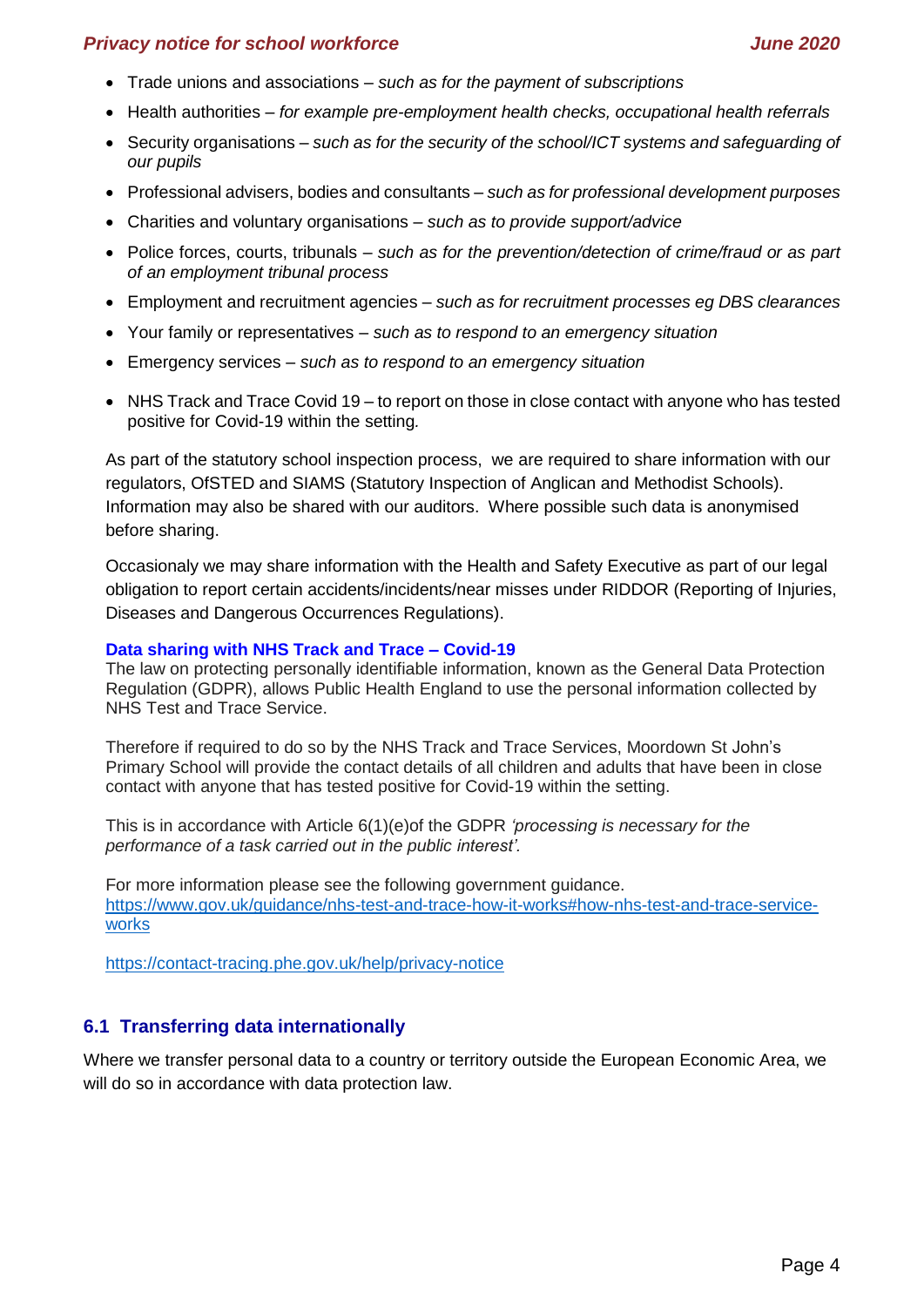- Trade unions and associations – *such as for the payment of subscriptions*
- Health authorities – *for example pre-employment health checks, occupational health referrals*
- Security organisations – *such as for the security of the school/ICT systems and safeguarding of our pupils*
- Professional advisers, bodies and consultants – *such as for professional development purposes*
- Charities and voluntary organisations – *such as to provide support/advice*
- Police forces, courts, tribunals – *such as for the prevention/detection of crime/fraud or as part of an employment tribunal process*
- Employment and recruitment agencies – *such as for recruitment processes eg DBS clearances*
- Your family or representatives – *such as to respond to an emergency situation*
- Emergency services – *such as to respond to an emergency situation*
- NHS Track and Trace Covid 19 – to report on those in close contact with anyone who has tested positive for Covid-19 within the setting.

As part of the statutory school inspection process, we are required to share information with our regulators, OfSTED and SIAMS (Statutory Inspection of Anglican and Methodist Schools). Information may also be shared with our auditors. Where possible such data is anonymised before sharing.

Occasionaly we may share information with the Health and Safety Executive as part of our legal obligation to report certain accidents/incidents/near misses under RIDDOR (Reporting of Injuries, Diseases and Dangerous Occurrences Regulations).

**Data sharing with NHS Track and Trace – Covid-19**

The law on protecting personally identifiable information, known as the General Data Protection Regulation (GDPR), allows Public Health England to use the personal information collected by NHS Test and Trace Service.

Therefore if required to do so by the NHS Track and Trace Services, Moordown St John's Primary School will provide the contact details of all children and adults that have been in close contact with anyone that has tested positive for Covid-19 within the setting.

This is in accordance with Article 6(1)(e)of the GDPR *'processing is necessary for the performance of a task carried out in the public interest'.*

For more information please see the following government guidance.
https://www.gov.uk/guidance/nhs-test-and-trace-how-it-works#how-nhs-test-and-trace-service-works

https://contact-tracing.phe.gov.uk/help/privacy-notice

## 6.1 Transferring data internationally

Where we transfer personal data to a country or territory outside the European Economic Area, we will do so in accordance with data protection law.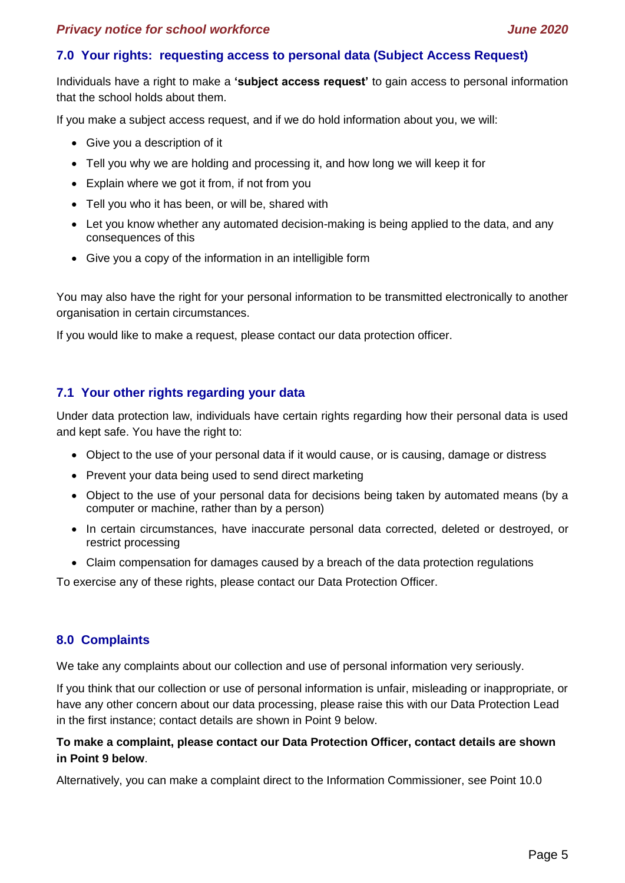## 7.0 Your rights: requesting access to personal data (Subject Access Request)

Individuals have a right to make a **'subject access request'** to gain access to personal information that the school holds about them.

If you make a subject access request, and if we do hold information about you, we will:

- Give you a description of it
- Tell you why we are holding and processing it, and how long we will keep it for
- Explain where we got it from, if not from you
- Tell you who it has been, or will be, shared with
- Let you know whether any automated decision-making is being applied to the data, and any consequences of this
- Give you a copy of the information in an intelligible form

You may also have the right for your personal information to be transmitted electronically to another organisation in certain circumstances.

If you would like to make a request, please contact our data protection officer.

## 7.1 Your other rights regarding your data

Under data protection law, individuals have certain rights regarding how their personal data is used and kept safe. You have the right to:

- Object to the use of your personal data if it would cause, or is causing, damage or distress
- Prevent your data being used to send direct marketing
- Object to the use of your personal data for decisions being taken by automated means (by a computer or machine, rather than by a person)
- In certain circumstances, have inaccurate personal data corrected, deleted or destroyed, or restrict processing
- Claim compensation for damages caused by a breach of the data protection regulations

To exercise any of these rights, please contact our Data Protection Officer.

## 8.0 Complaints

We take any complaints about our collection and use of personal information very seriously.

If you think that our collection or use of personal information is unfair, misleading or inappropriate, or have any other concern about our data processing, please raise this with our Data Protection Lead in the first instance; contact details are shown in Point 9 below.

**To make a complaint, please contact our Data Protection Officer, contact details are shown in Point 9 below**.

Alternatively, you can make a complaint direct to the Information Commissioner, see Point 10.0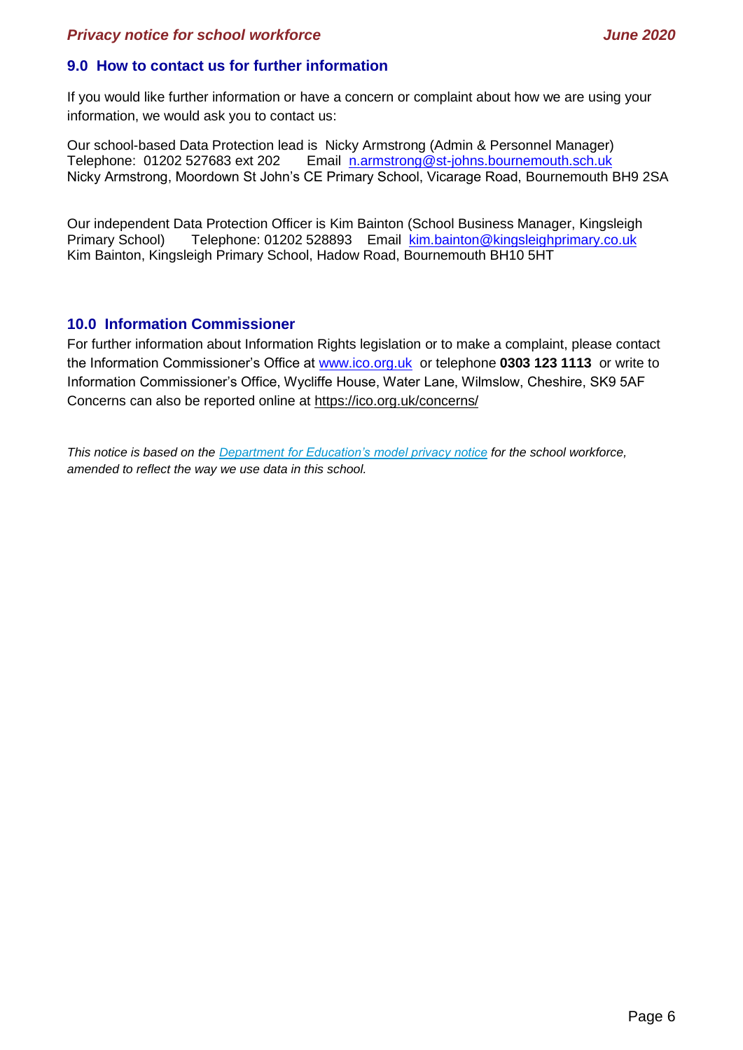## 9.0 How to contact us for further information

If you would like further information or have a concern or complaint about how we are using your information, we would ask you to contact us:

Our school-based Data Protection lead is Nicky Armstrong (Admin & Personnel Manager)
Telephone: 01202 527683 ext 202 Email n.armstrong@st-johns.bournemouth.sch.uk
Nicky Armstrong, Moordown St John's CE Primary School, Vicarage Road, Bournemouth BH9 2SA

Our independent Data Protection Officer is Kim Bainton (School Business Manager, Kingsleigh Primary School) Telephone: 01202 528893 Email kim.bainton@kingsleighprimary.co.uk
Kim Bainton, Kingsleigh Primary School, Hadow Road, Bournemouth BH10 5HT

## 10.0 Information Commissioner

For further information about Information Rights legislation or to make a complaint, please contact the Information Commissioner's Office at www.ico.org.uk or telephone **0303 123 1113** or write to Information Commissioner's Office, Wycliffe House, Water Lane, Wilmslow, Cheshire, SK9 5AF
Concerns can also be reported online at https://ico.org.uk/concerns/

*This notice is based on the Department for Education's model privacy notice for the school workforce, amended to reflect the way we use data in this school.*